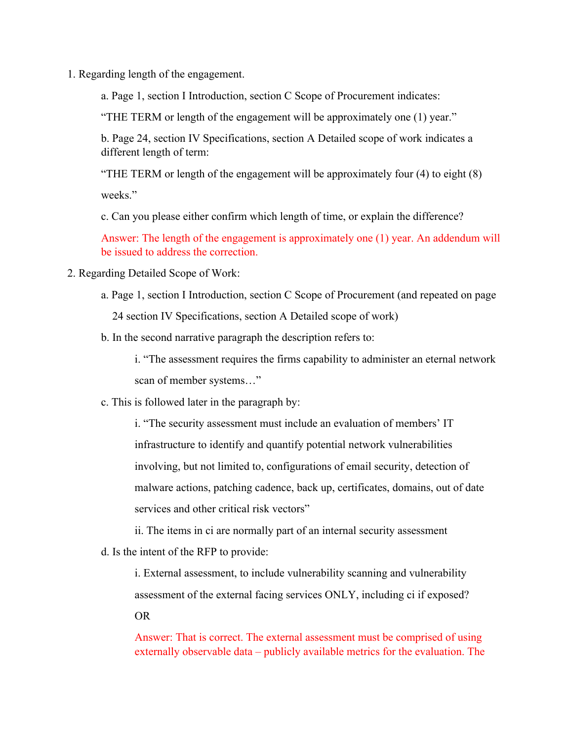1. Regarding length of the engagement.

   a. Page 1, section I Introduction, section C Scope of Procurement indicates:

   "THE TERM or length of the engagement will be approximately one (1) year."

   b. Page 24, section IV Specifications, section A Detailed scope of work indicates a different length of term:

   "THE TERM or length of the engagement will be approximately four (4) to eight (8) weeks."

   c. Can you please either confirm which length of time, or explain the difference?

   Answer: The length of the engagement is approximately one (1) year. An addendum will be issued to address the correction.

2. Regarding Detailed Scope of Work:

   a. Page 1, section I Introduction, section C Scope of Procurement (and repeated on page 24 section IV Specifications, section A Detailed scope of work)

   b. In the second narrative paragraph the description refers to:

      i. "The assessment requires the firms capability to administer an eternal network scan of member systems…"

   c. This is followed later in the paragraph by:

      i. "The security assessment must include an evaluation of members' IT infrastructure to identify and quantify potential network vulnerabilities involving, but not limited to, configurations of email security, detection of malware actions, patching cadence, back up, certificates, domains, out of date services and other critical risk vectors"

      ii. The items in ci are normally part of an internal security assessment

   d. Is the intent of the RFP to provide:

      i. External assessment, to include vulnerability scanning and vulnerability assessment of the external facing services ONLY, including ci if exposed?

      OR

      Answer: That is correct. The external assessment must be comprised of using externally observable data – publicly available metrics for the evaluation. The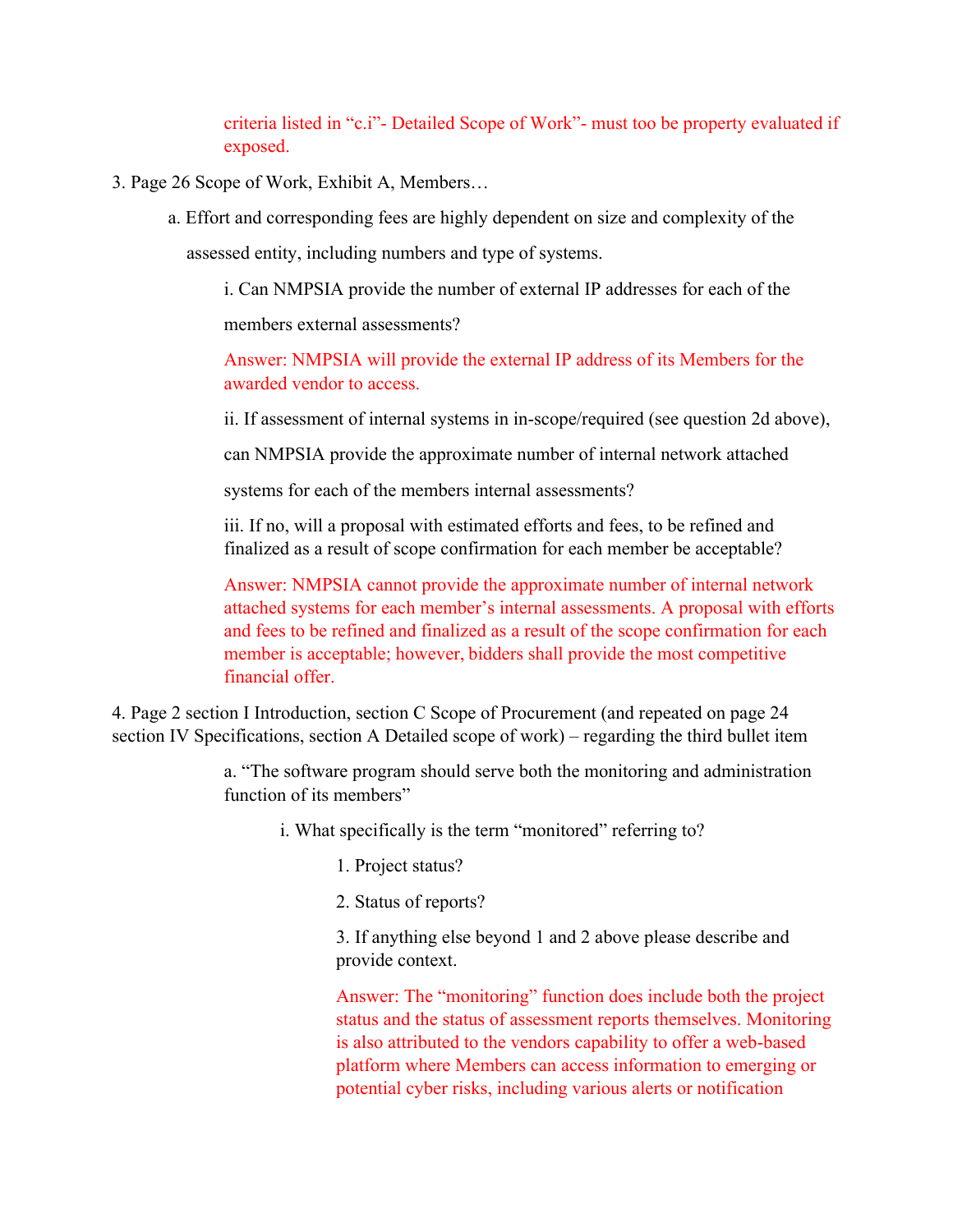criteria listed in "c.i"- Detailed Scope of Work"- must too be property evaluated if exposed.

3. Page 26 Scope of Work, Exhibit A, Members…

   a. Effort and corresponding fees are highly dependent on size and complexity of the assessed entity, including numbers and type of systems.

      i. Can NMPSIA provide the number of external IP addresses for each of the members external assessments?

      Answer: NMPSIA will provide the external IP address of its Members for the awarded vendor to access.

      ii. If assessment of internal systems in in-scope/required (see question 2d above), can NMPSIA provide the approximate number of internal network attached systems for each of the members internal assessments?

      iii. If no, will a proposal with estimated efforts and fees, to be refined and finalized as a result of scope confirmation for each member be acceptable?

      Answer: NMPSIA cannot provide the approximate number of internal network attached systems for each member's internal assessments. A proposal with efforts and fees to be refined and finalized as a result of the scope confirmation for each member is acceptable; however, bidders shall provide the most competitive financial offer.

4. Page 2 section I Introduction, section C Scope of Procurement (and repeated on page 24 section IV Specifications, section A Detailed scope of work) – regarding the third bullet item

   a. "The software program should serve both the monitoring and administration function of its members"

      i. What specifically is the term "monitored" referring to?

         1. Project status?

         2. Status of reports?

         3. If anything else beyond 1 and 2 above please describe and provide context.

         Answer: The "monitoring" function does include both the project status and the status of assessment reports themselves. Monitoring is also attributed to the vendors capability to offer a web-based platform where Members can access information to emerging or potential cyber risks, including various alerts or notification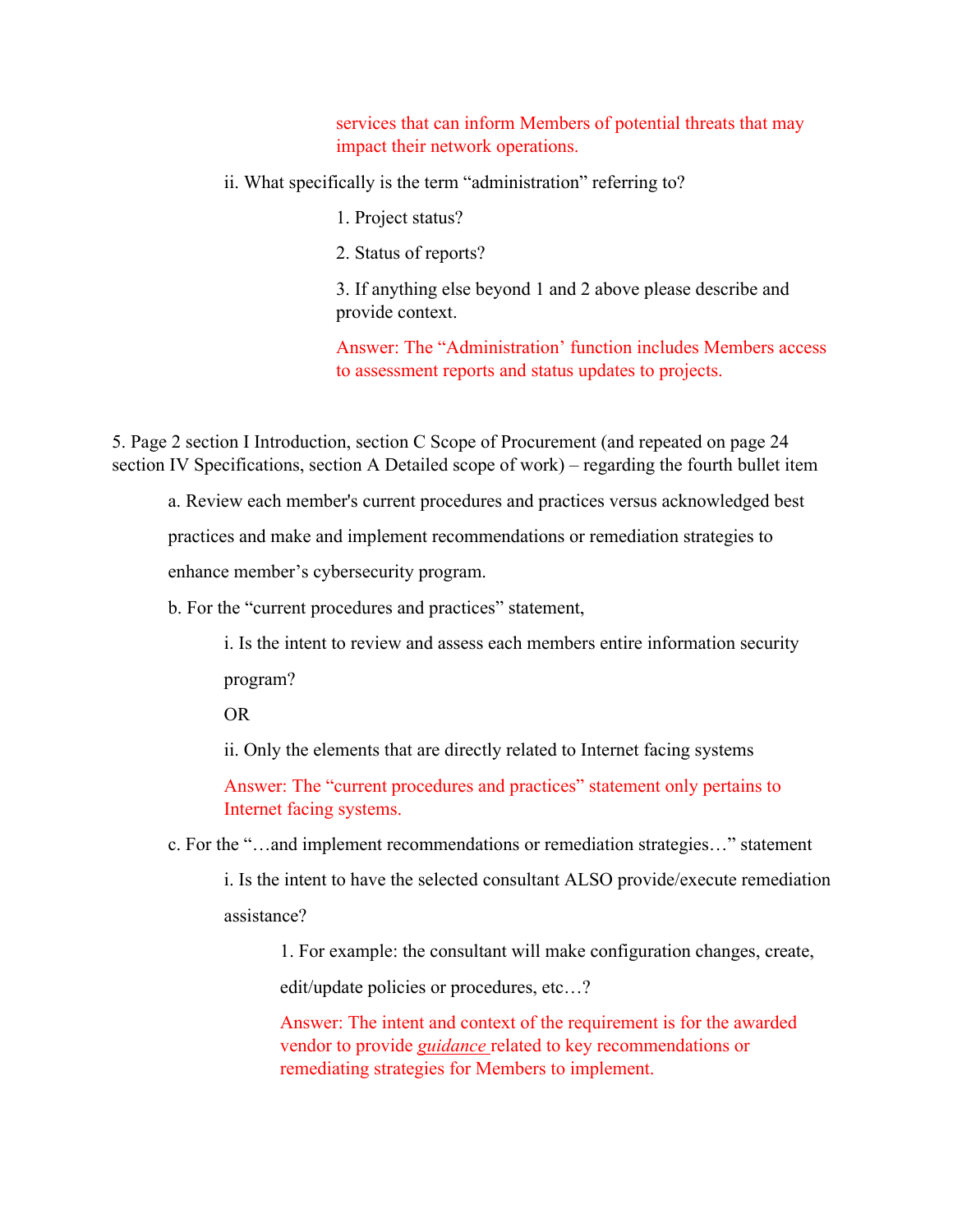services that can inform Members of potential threats that may impact their network operations.

ii. What specifically is the term "administration" referring to?

1. Project status?

2. Status of reports?

3. If anything else beyond 1 and 2 above please describe and provide context.

Answer: The "Administration' function includes Members access to assessment reports and status updates to projects.

5. Page 2 section I Introduction, section C Scope of Procurement (and repeated on page 24 section IV Specifications, section A Detailed scope of work) – regarding the fourth bullet item

a. Review each member's current procedures and practices versus acknowledged best practices and make and implement recommendations or remediation strategies to enhance member's cybersecurity program.

b. For the "current procedures and practices" statement,

i. Is the intent to review and assess each members entire information security program?

OR

ii. Only the elements that are directly related to Internet facing systems

Answer: The "current procedures and practices" statement only pertains to Internet facing systems.

c. For the "…and implement recommendations or remediation strategies…" statement

i. Is the intent to have the selected consultant ALSO provide/execute remediation assistance?

1. For example: the consultant will make configuration changes, create, edit/update policies or procedures, etc…?

Answer: The intent and context of the requirement is for the awarded vendor to provide ***guidance*** related to key recommendations or remediating strategies for Members to implement.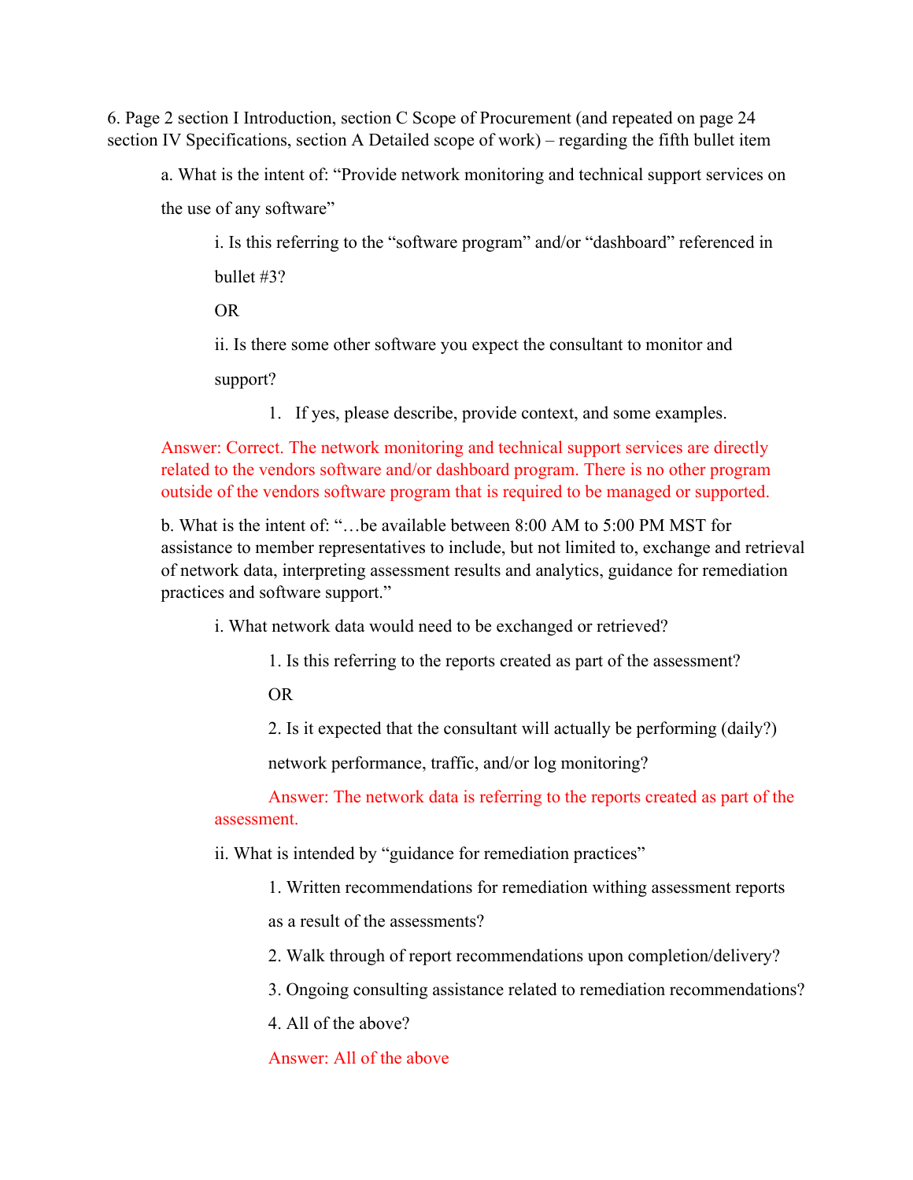6. Page 2 section I Introduction, section C Scope of Procurement (and repeated on page 24 section IV Specifications, section A Detailed scope of work) – regarding the fifth bullet item

a. What is the intent of: "Provide network monitoring and technical support services on the use of any software"

i. Is this referring to the "software program" and/or "dashboard" referenced in bullet #3?

OR

ii. Is there some other software you expect the consultant to monitor and support?

1. If yes, please describe, provide context, and some examples.

Answer: Correct. The network monitoring and technical support services are directly related to the vendors software and/or dashboard program. There is no other program outside of the vendors software program that is required to be managed or supported.

b. What is the intent of: "…be available between 8:00 AM to 5:00 PM MST for assistance to member representatives to include, but not limited to, exchange and retrieval of network data, interpreting assessment results and analytics, guidance for remediation practices and software support."

i. What network data would need to be exchanged or retrieved?

1. Is this referring to the reports created as part of the assessment?

OR

2. Is it expected that the consultant will actually be performing (daily?) network performance, traffic, and/or log monitoring?

Answer: The network data is referring to the reports created as part of the assessment.

ii. What is intended by "guidance for remediation practices"

1. Written recommendations for remediation withing assessment reports as a result of the assessments?

2. Walk through of report recommendations upon completion/delivery?

3. Ongoing consulting assistance related to remediation recommendations?

4. All of the above?

Answer: All of the above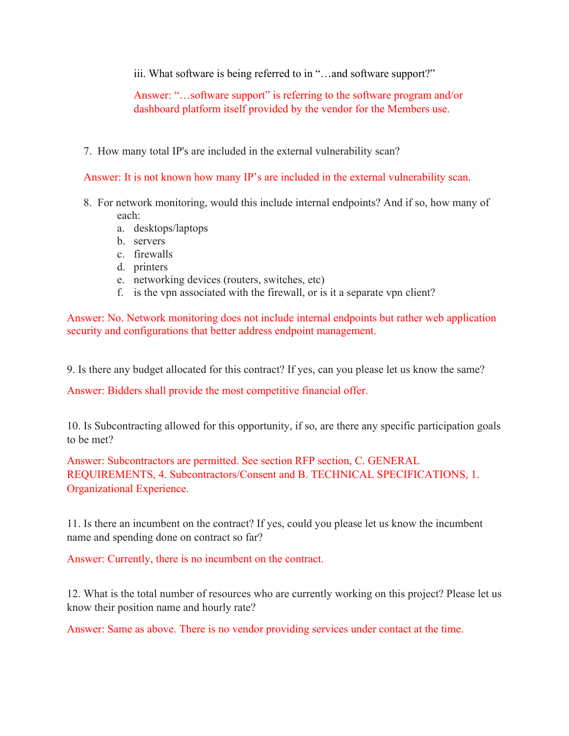iii. What software is being referred to in "…and software support?"

Answer: "…software support" is referring to the software program and/or dashboard platform itself provided by the vendor for the Members use.

7. How many total IP's are included in the external vulnerability scan?

Answer: It is not known how many IP's are included in the external vulnerability scan.

8. For network monitoring, would this include internal endpoints? And if so, how many of each:
   a. desktops/laptops
   b. servers
   c. firewalls
   d. printers
   e. networking devices (routers, switches, etc)
   f. is the vpn associated with the firewall, or is it a separate vpn client?

Answer: No. Network monitoring does not include internal endpoints but rather web application security and configurations that better address endpoint management.

9. Is there any budget allocated for this contract? If yes, can you please let us know the same?

Answer: Bidders shall provide the most competitive financial offer.

10. Is Subcontracting allowed for this opportunity, if so, are there any specific participation goals to be met?

Answer: Subcontractors are permitted. See section RFP section, C. GENERAL REQUIREMENTS, 4. Subcontractors/Consent and B. TECHNICAL SPECIFICATIONS, 1. Organizational Experience.

11. Is there an incumbent on the contract? If yes, could you please let us know the incumbent name and spending done on contract so far?

Answer: Currently, there is no incumbent on the contract.

12. What is the total number of resources who are currently working on this project? Please let us know their position name and hourly rate?

Answer: Same as above. There is no vendor providing services under contact at the time.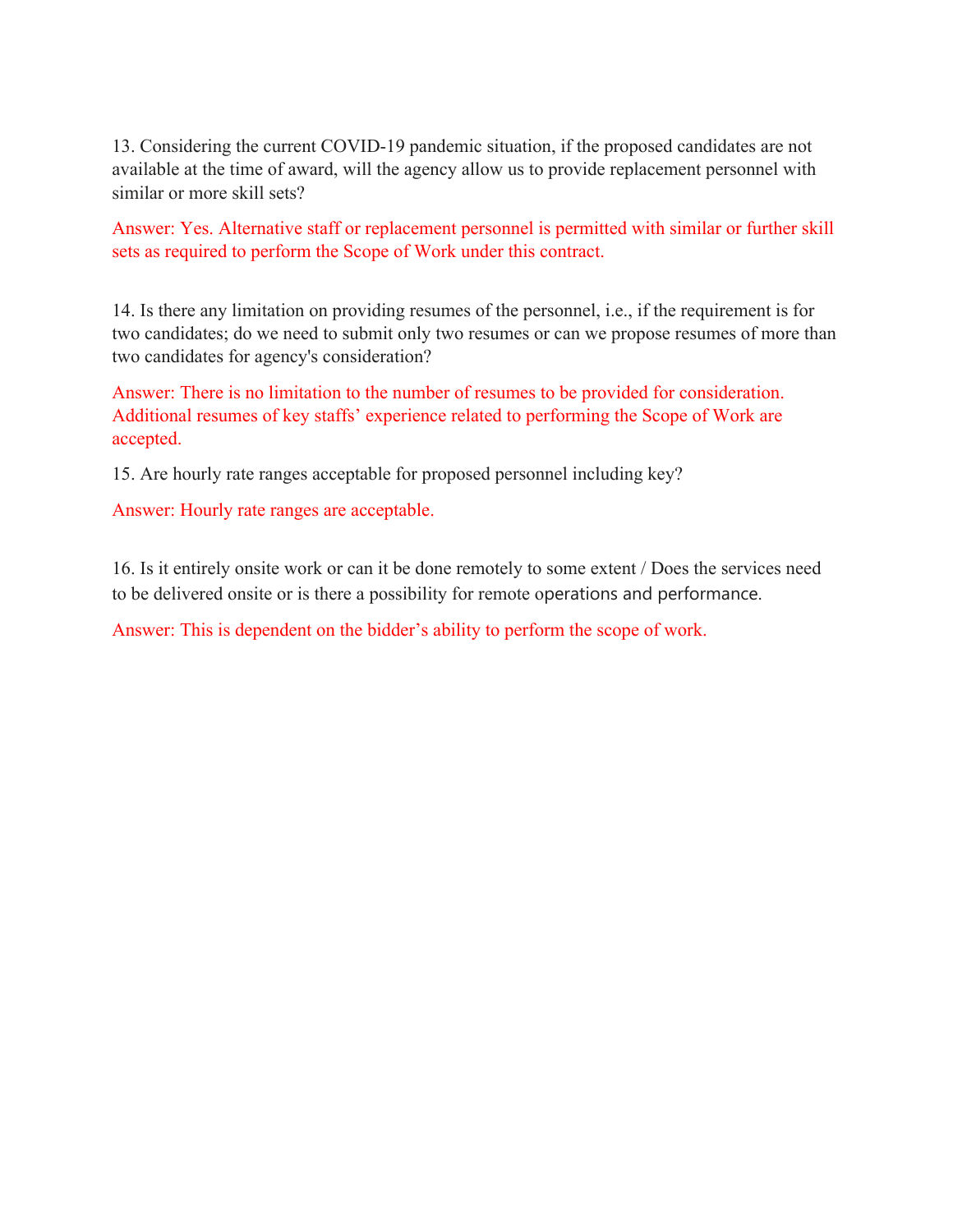13. Considering the current COVID-19 pandemic situation, if the proposed candidates are not available at the time of award, will the agency allow us to provide replacement personnel with similar or more skill sets?

Answer: Yes. Alternative staff or replacement personnel is permitted with similar or further skill sets as required to perform the Scope of Work under this contract.

14. Is there any limitation on providing resumes of the personnel, i.e., if the requirement is for two candidates; do we need to submit only two resumes or can we propose resumes of more than two candidates for agency's consideration?

Answer: There is no limitation to the number of resumes to be provided for consideration. Additional resumes of key staffs' experience related to performing the Scope of Work are accepted.

15. Are hourly rate ranges acceptable for proposed personnel including key?

Answer: Hourly rate ranges are acceptable.

16. Is it entirely onsite work or can it be done remotely to some extent / Does the services need to be delivered onsite or is there a possibility for remote operations and performance.

Answer: This is dependent on the bidder's ability to perform the scope of work.